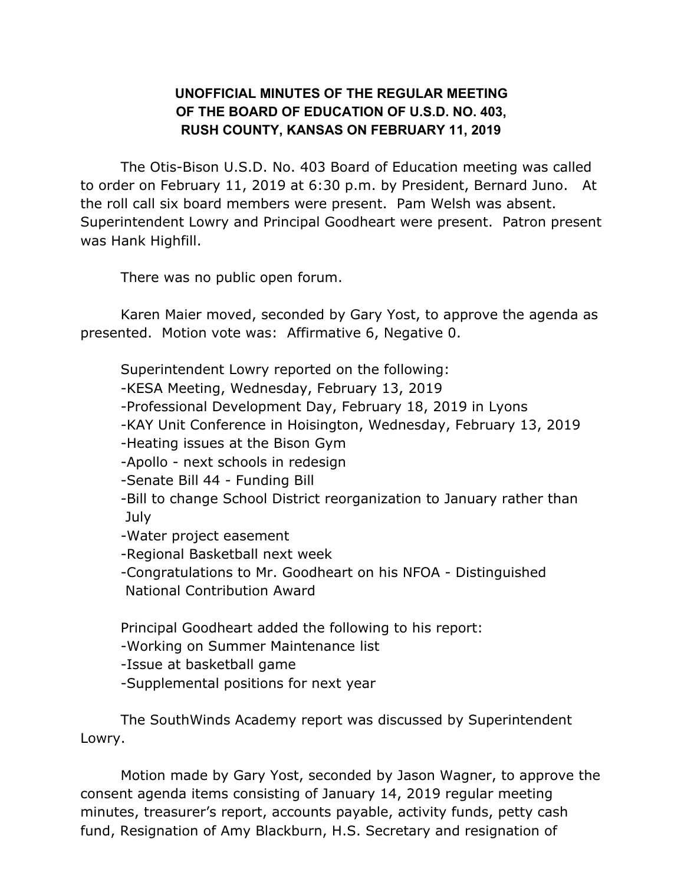**UNOFFICIAL MINUTES OF THE REGULAR MEETING OF THE BOARD OF EDUCATION OF U.S.D. NO. 403, RUSH COUNTY, KANSAS ON FEBRUARY 11, 2019**

The Otis-Bison U.S.D. No. 403 Board of Education meeting was called to order on February 11, 2019 at 6:30 p.m. by President, Bernard Juno. At the roll call six board members were present. Pam Welsh was absent. Superintendent Lowry and Principal Goodheart were present. Patron present was Hank Highfill.

There was no public open forum.

Karen Maier moved, seconded by Gary Yost, to approve the agenda as presented. Motion vote was: Affirmative 6, Negative 0.

Superintendent Lowry reported on the following:
- KESA Meeting, Wednesday, February 13, 2019
- Professional Development Day, February 18, 2019 in Lyons
- KAY Unit Conference in Hoisington, Wednesday, February 13, 2019
- Heating issues at the Bison Gym
- Apollo - next schools in redesign
- Senate Bill 44 - Funding Bill
- Bill to change School District reorganization to January rather than July
- Water project easement
- Regional Basketball next week
- Congratulations to Mr. Goodheart on his NFOA - Distinguished National Contribution Award

Principal Goodheart added the following to his report:
- Working on Summer Maintenance list
- Issue at basketball game
- Supplemental positions for next year

The SouthWinds Academy report was discussed by Superintendent Lowry.

Motion made by Gary Yost, seconded by Jason Wagner, to approve the consent agenda items consisting of January 14, 2019 regular meeting minutes, treasurer's report, accounts payable, activity funds, petty cash fund, Resignation of Amy Blackburn, H.S. Secretary and resignation of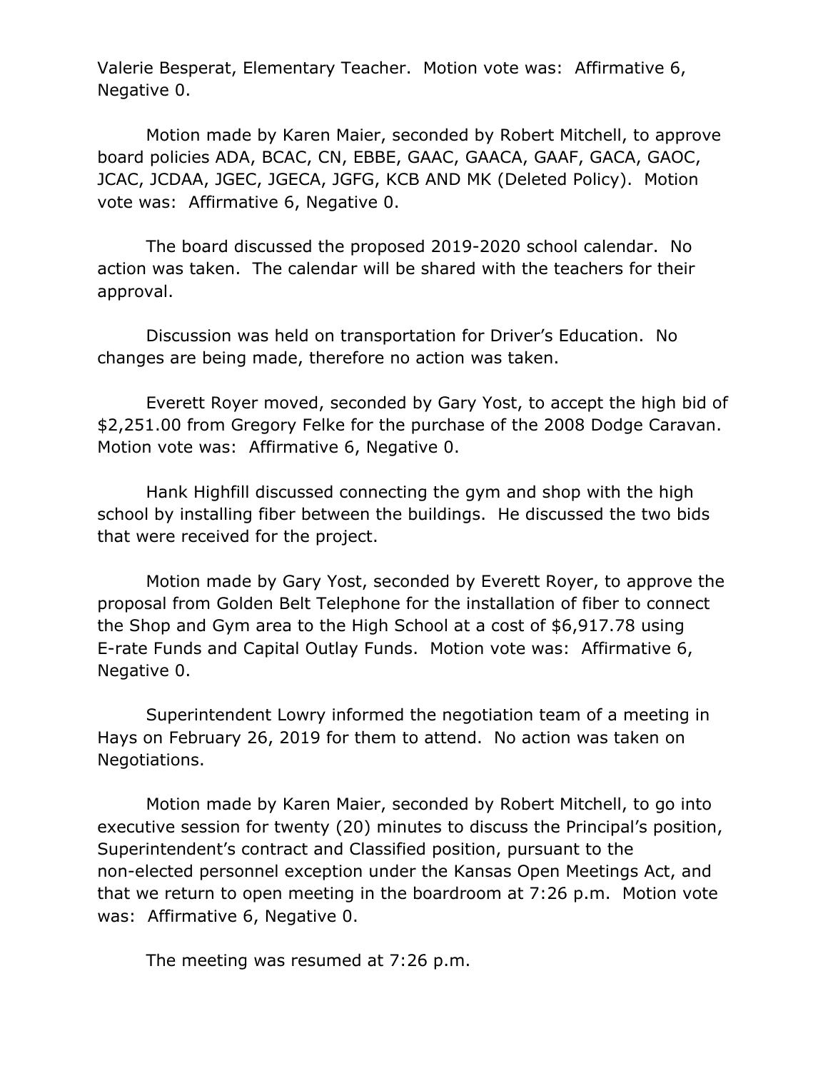Valerie Besperat, Elementary Teacher. Motion vote was: Affirmative 6, Negative 0.

Motion made by Karen Maier, seconded by Robert Mitchell, to approve board policies ADA, BCAC, CN, EBBE, GAAC, GAACA, GAAF, GACA, GAOC, JCAC, JCDAA, JGEC, JGECA, JGFG, KCB AND MK (Deleted Policy). Motion vote was: Affirmative 6, Negative 0.

The board discussed the proposed 2019-2020 school calendar. No action was taken. The calendar will be shared with the teachers for their approval.

Discussion was held on transportation for Driver's Education. No changes are being made, therefore no action was taken.

Everett Royer moved, seconded by Gary Yost, to accept the high bid of $2,251.00 from Gregory Felke for the purchase of the 2008 Dodge Caravan. Motion vote was: Affirmative 6, Negative 0.

Hank Highfill discussed connecting the gym and shop with the high school by installing fiber between the buildings. He discussed the two bids that were received for the project.

Motion made by Gary Yost, seconded by Everett Royer, to approve the proposal from Golden Belt Telephone for the installation of fiber to connect the Shop and Gym area to the High School at a cost of $6,917.78 using E-rate Funds and Capital Outlay Funds. Motion vote was: Affirmative 6, Negative 0.

Superintendent Lowry informed the negotiation team of a meeting in Hays on February 26, 2019 for them to attend. No action was taken on Negotiations.

Motion made by Karen Maier, seconded by Robert Mitchell, to go into executive session for twenty (20) minutes to discuss the Principal's position, Superintendent's contract and Classified position, pursuant to the non-elected personnel exception under the Kansas Open Meetings Act, and that we return to open meeting in the boardroom at 7:26 p.m. Motion vote was: Affirmative 6, Negative 0.

The meeting was resumed at 7:26 p.m.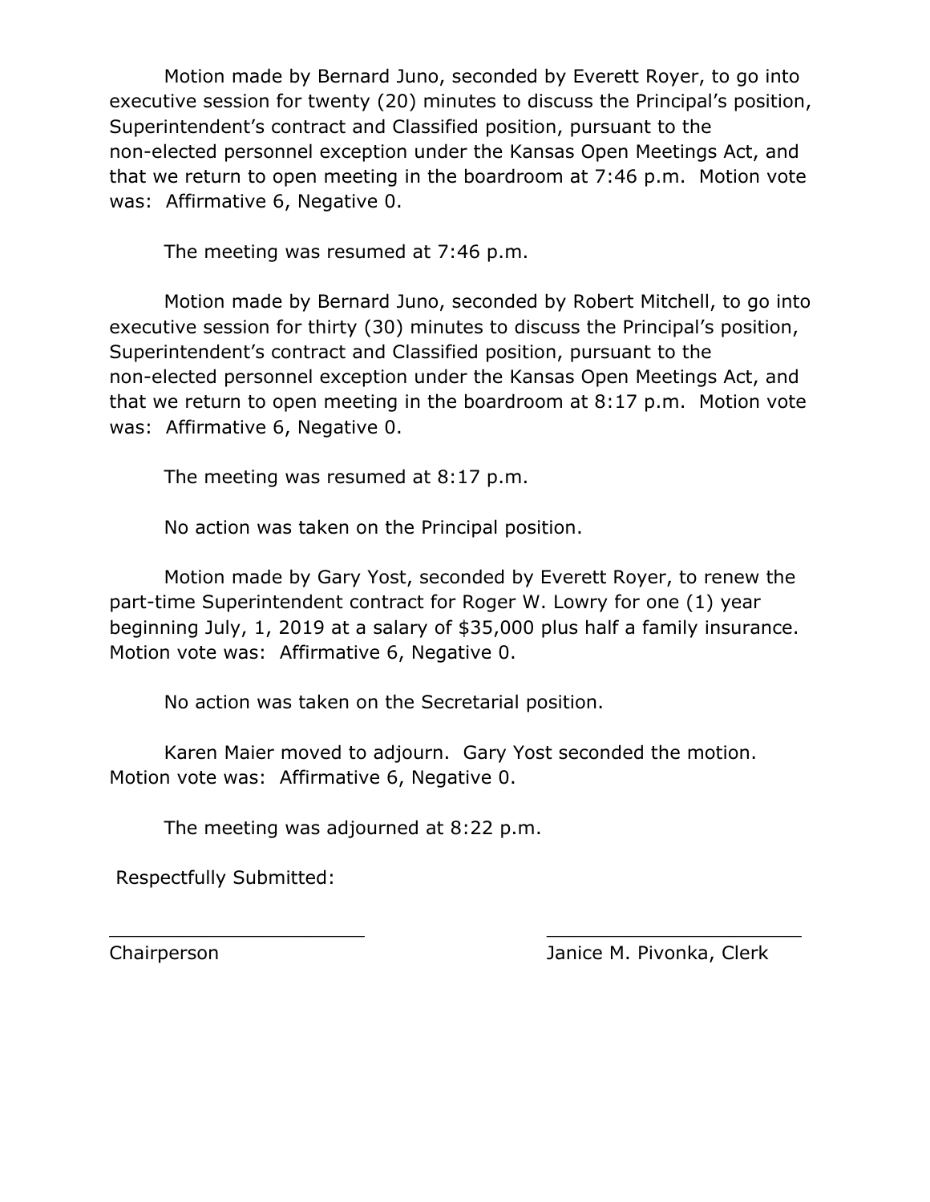Motion made by Bernard Juno, seconded by Everett Royer, to go into executive session for twenty (20) minutes to discuss the Principal's position, Superintendent's contract and Classified position, pursuant to the non-elected personnel exception under the Kansas Open Meetings Act, and that we return to open meeting in the boardroom at 7:46 p.m. Motion vote was: Affirmative 6, Negative 0.

The meeting was resumed at 7:46 p.m.

Motion made by Bernard Juno, seconded by Robert Mitchell, to go into executive session for thirty (30) minutes to discuss the Principal's position, Superintendent's contract and Classified position, pursuant to the non-elected personnel exception under the Kansas Open Meetings Act, and that we return to open meeting in the boardroom at 8:17 p.m. Motion vote was: Affirmative 6, Negative 0.

The meeting was resumed at 8:17 p.m.

No action was taken on the Principal position.

Motion made by Gary Yost, seconded by Everett Royer, to renew the part-time Superintendent contract for Roger W. Lowry for one (1) year beginning July, 1, 2019 at a salary of $35,000 plus half a family insurance. Motion vote was: Affirmative 6, Negative 0.

No action was taken on the Secretarial position.

Karen Maier moved to adjourn. Gary Yost seconded the motion. Motion vote was: Affirmative 6, Negative 0.

The meeting was adjourned at 8:22 p.m.

Respectfully Submitted:

\_\_\_\_\_\_\_\_\_\_\_\_\_\_\_\_\_\_\_\_\_\_\_\_ \_\_\_\_\_\_\_\_\_\_\_\_\_\_\_\_\_\_\_\_\_\_\_\_

Chairperson Janice M. Pivonka, Clerk